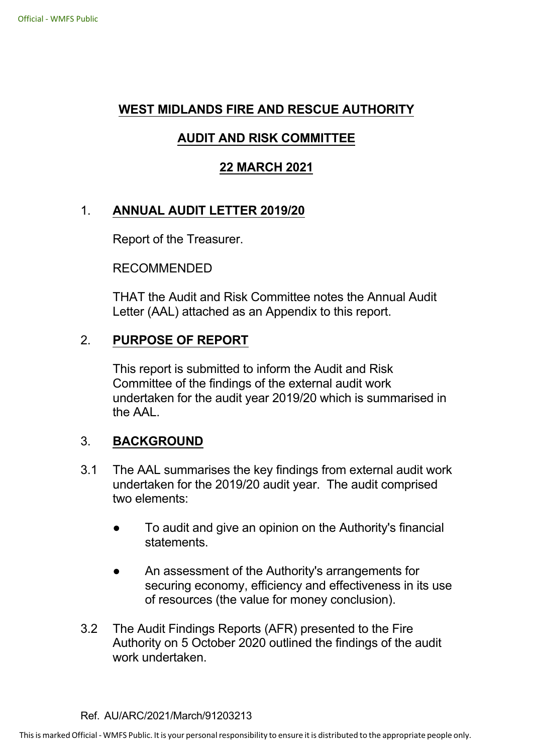# WEST MIDLANDS FIRE AND RESCUE AUTHORITY

## AUDIT AND RISK COMMITTEE

## 22 MARCH 2021

1. **ANNUAL AUDIT LETTER 2019/20**

   Report of the Treasurer.

   RECOMMENDED

   THAT the Audit and Risk Committee notes the Annual Audit Letter (AAL) attached as an Appendix to this report.

2. **PURPOSE OF REPORT**

   This report is submitted to inform the Audit and Risk Committee of the findings of the external audit work undertaken for the audit year 2019/20 which is summarised in the AAL.

3. **BACKGROUND**

3.1 The AAL summarises the key findings from external audit work undertaken for the 2019/20 audit year. The audit comprised two elements:

   - To audit and give an opinion on the Authority's financial statements.
   - An assessment of the Authority's arrangements for securing economy, efficiency and effectiveness in its use of resources (the value for money conclusion).

3.2 The Audit Findings Reports (AFR) presented to the Fire Authority on 5 October 2020 outlined the findings of the audit work undertaken.

Ref. AU/ARC/2021/March/91203213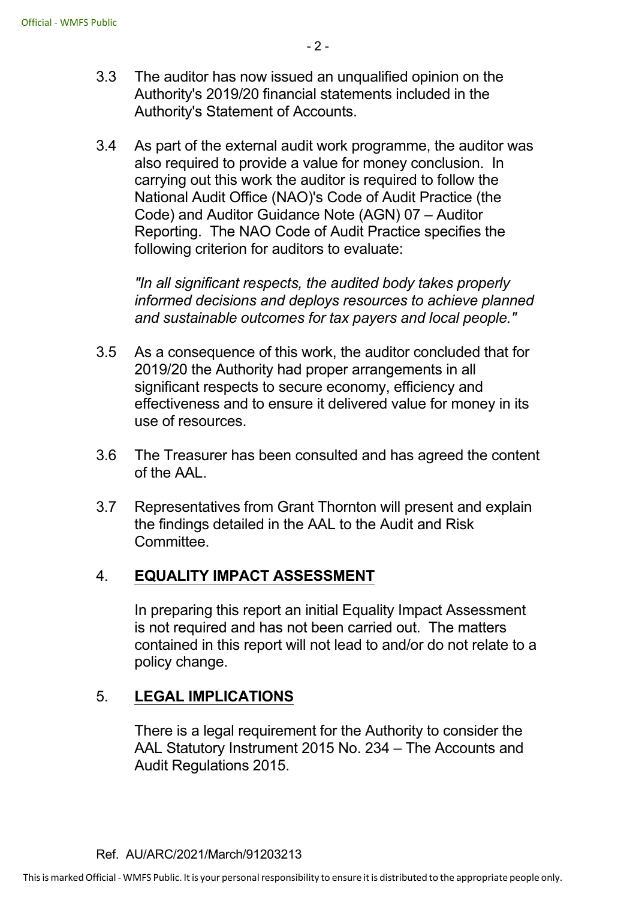3.3 The auditor has now issued an unqualified opinion on the Authority's 2019/20 financial statements included in the Authority's Statement of Accounts.

3.4 As part of the external audit work programme, the auditor was also required to provide a value for money conclusion. In carrying out this work the auditor is required to follow the National Audit Office (NAO)'s Code of Audit Practice (the Code) and Auditor Guidance Note (AGN) 07 – Auditor Reporting. The NAO Code of Audit Practice specifies the following criterion for auditors to evaluate:

*"In all significant respects, the audited body takes properly informed decisions and deploys resources to achieve planned and sustainable outcomes for tax payers and local people."*

3.5 As a consequence of this work, the auditor concluded that for 2019/20 the Authority had proper arrangements in all significant respects to secure economy, efficiency and effectiveness and to ensure it delivered value for money in its use of resources.

3.6 The Treasurer has been consulted and has agreed the content of the AAL.

3.7 Representatives from Grant Thornton will present and explain the findings detailed in the AAL to the Audit and Risk Committee.

## 4. EQUALITY IMPACT ASSESSMENT

In preparing this report an initial Equality Impact Assessment is not required and has not been carried out. The matters contained in this report will not lead to and/or do not relate to a policy change.

## 5. LEGAL IMPLICATIONS

There is a legal requirement for the Authority to consider the AAL Statutory Instrument 2015 No. 234 – The Accounts and Audit Regulations 2015.

Ref. AU/ARC/2021/March/91203213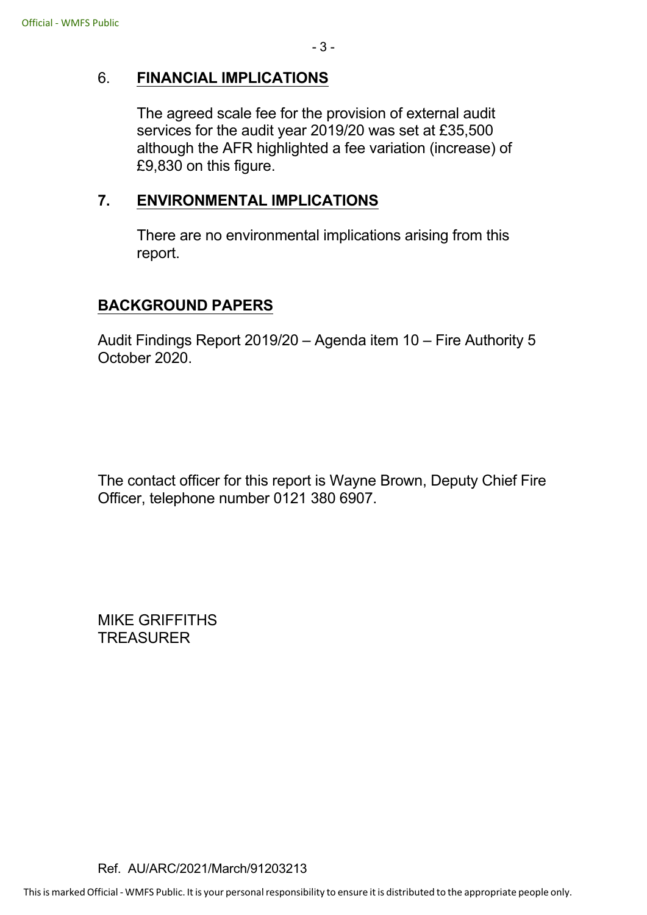## 6. FINANCIAL IMPLICATIONS

The agreed scale fee for the provision of external audit services for the audit year 2019/20 was set at £35,500 although the AFR highlighted a fee variation (increase) of £9,830 on this figure.

## 7. ENVIRONMENTAL IMPLICATIONS

There are no environmental implications arising from this report.

## BACKGROUND PAPERS

Audit Findings Report 2019/20 – Agenda item 10 – Fire Authority 5 October 2020.

The contact officer for this report is Wayne Brown, Deputy Chief Fire Officer, telephone number 0121 380 6907.

MIKE GRIFFITHS
TREASURER

Ref. AU/ARC/2021/March/91203213